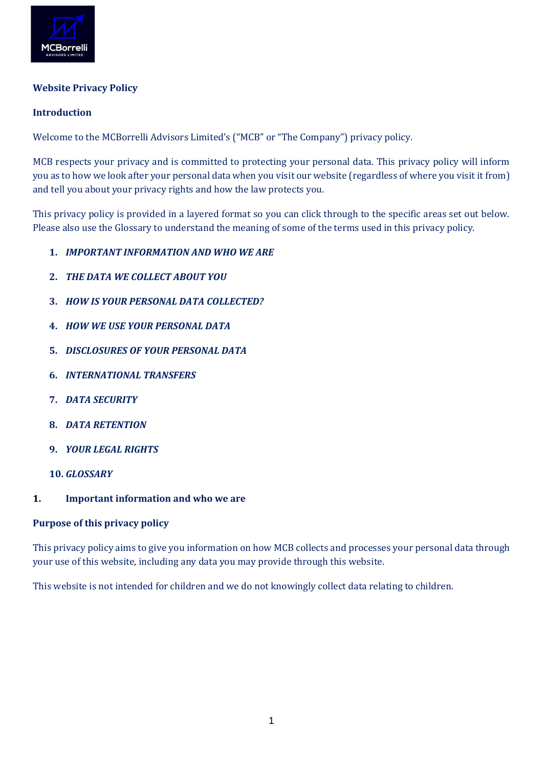# Website Privacy Policy

## Introduction

Welcome to the MCBorrelli Advisors Limited's ("MCB" or "The Company") privacy policy.

MCB respects your privacy and is committed to protecting your personal data. This privacy policy will inform you as to how we look after your personal data when you visit our website (regardless of where you visit it from) and tell you about your privacy rights and how the law protects you.

This privacy policy is provided in a layered format so you can click through to the specific areas set out below. Please also use the Glossary to understand the meaning of some of the terms used in this privacy policy.

1. ***IMPORTANT INFORMATION AND WHO WE ARE***
2. ***THE DATA WE COLLECT ABOUT YOU***
3. ***HOW IS YOUR PERSONAL DATA COLLECTED?***
4. ***HOW WE USE YOUR PERSONAL DATA***
5. ***DISCLOSURES OF YOUR PERSONAL DATA***
6. ***INTERNATIONAL TRANSFERS***
7. ***DATA SECURITY***
8. ***DATA RETENTION***
9. ***YOUR LEGAL RIGHTS***
10. ***GLOSSARY***

## 1. Important information and who we are

### Purpose of this privacy policy

This privacy policy aims to give you information on how MCB collects and processes your personal data through your use of this website, including any data you may provide through this website.

This website is not intended for children and we do not knowingly collect data relating to children.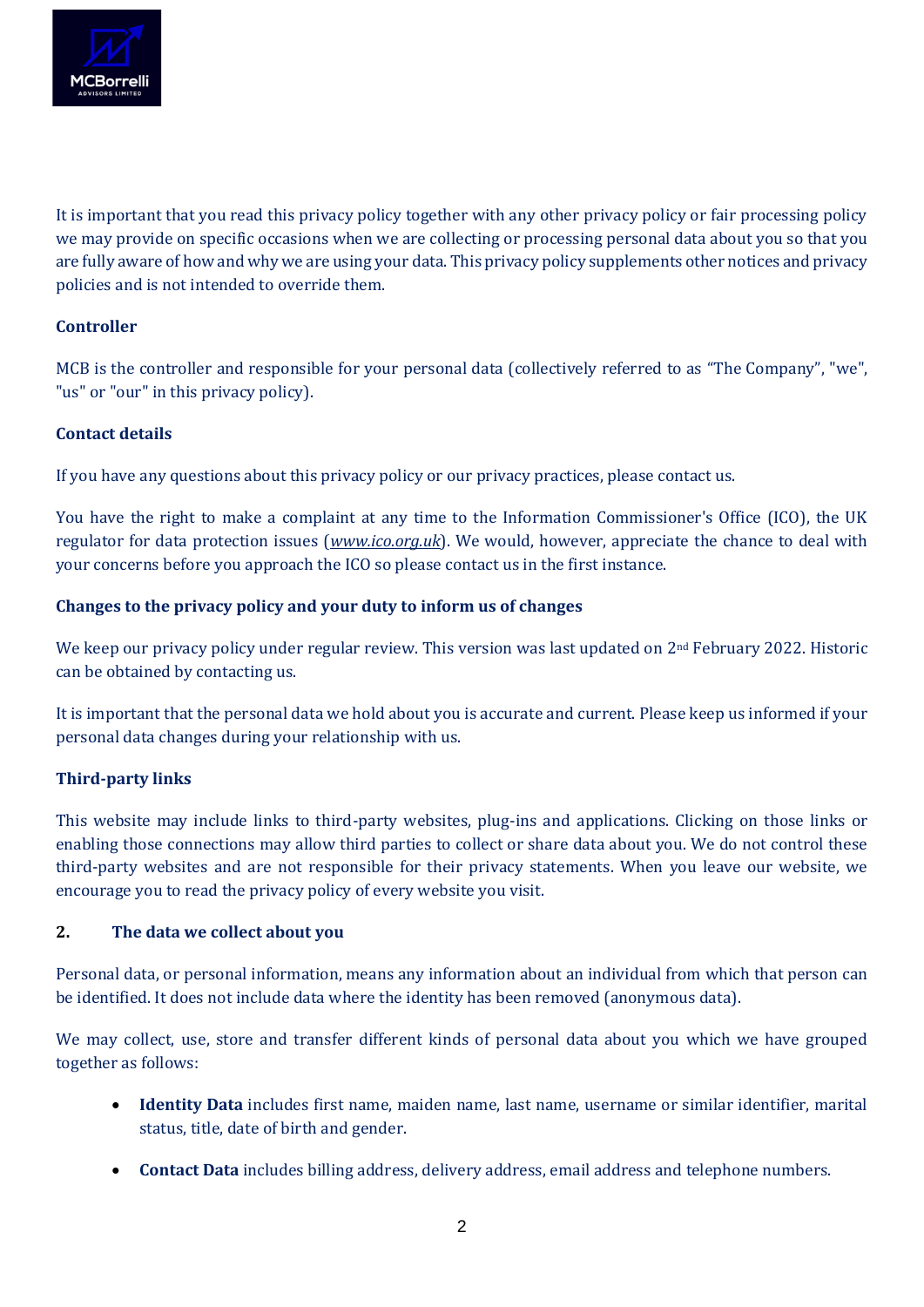It is important that you read this privacy policy together with any other privacy policy or fair processing policy we may provide on specific occasions when we are collecting or processing personal data about you so that you are fully aware of how and why we are using your data. This privacy policy supplements other notices and privacy policies and is not intended to override them.

### Controller

MCB is the controller and responsible for your personal data (collectively referred to as "The Company", "we", "us" or "our" in this privacy policy).

### Contact details

If you have any questions about this privacy policy or our privacy practices, please contact us.

You have the right to make a complaint at any time to the Information Commissioner's Office (ICO), the UK regulator for data protection issues (*www.ico.org.uk*). We would, however, appreciate the chance to deal with your concerns before you approach the ICO so please contact us in the first instance.

### Changes to the privacy policy and your duty to inform us of changes

We keep our privacy policy under regular review. This version was last updated on 2nd February 2022. Historic can be obtained by contacting us.

It is important that the personal data we hold about you is accurate and current. Please keep us informed if your personal data changes during your relationship with us.

### Third-party links

This website may include links to third-party websites, plug-ins and applications. Clicking on those links or enabling those connections may allow third parties to collect or share data about you. We do not control these third-party websites and are not responsible for their privacy statements. When you leave our website, we encourage you to read the privacy policy of every website you visit.

## 2. The data we collect about you

Personal data, or personal information, means any information about an individual from which that person can be identified. It does not include data where the identity has been removed (anonymous data).

We may collect, use, store and transfer different kinds of personal data about you which we have grouped together as follows:

- **Identity Data** includes first name, maiden name, last name, username or similar identifier, marital status, title, date of birth and gender.
- **Contact Data** includes billing address, delivery address, email address and telephone numbers.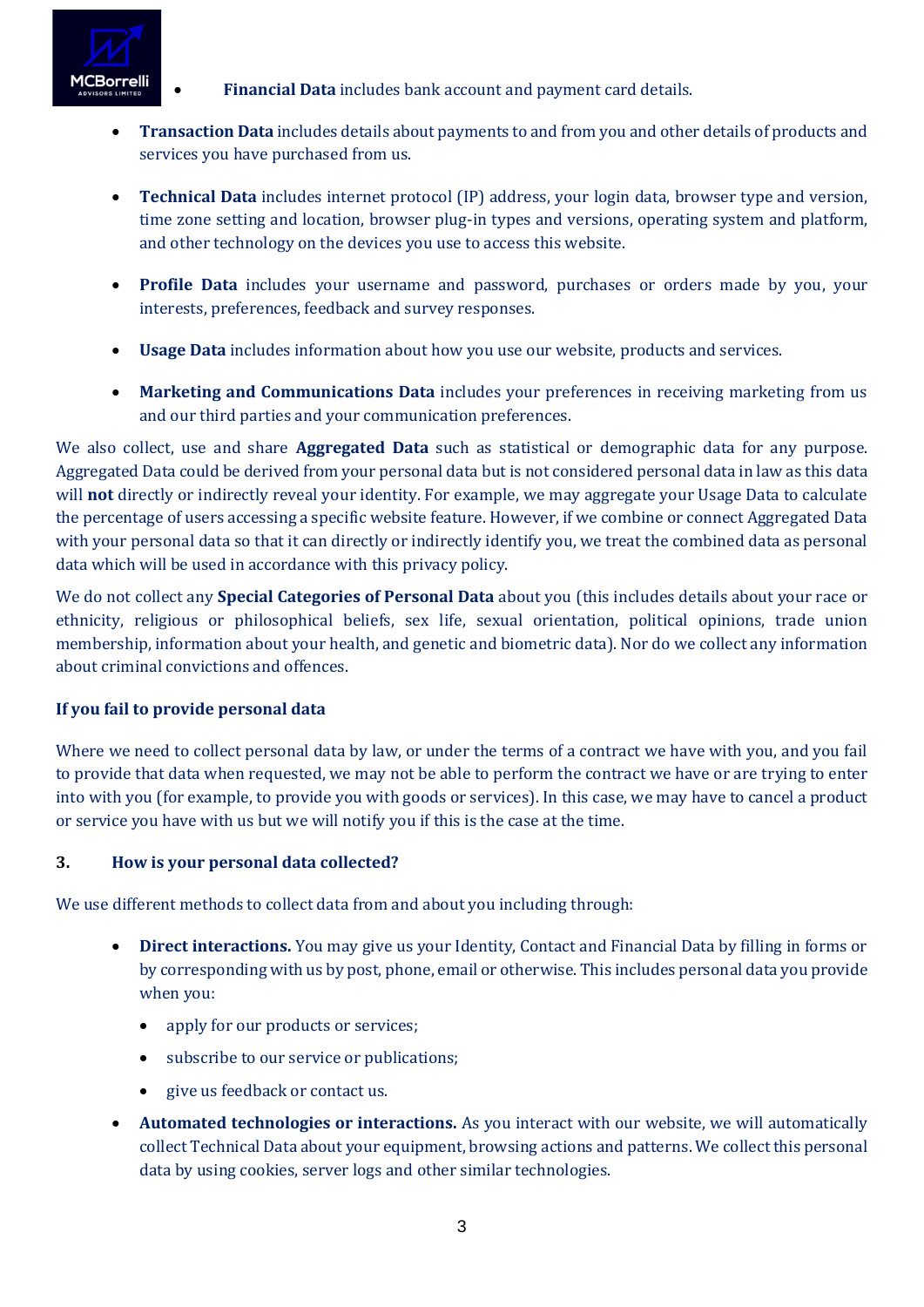- **Financial Data** includes bank account and payment card details.
- **Transaction Data** includes details about payments to and from you and other details of products and services you have purchased from us.
- **Technical Data** includes internet protocol (IP) address, your login data, browser type and version, time zone setting and location, browser plug-in types and versions, operating system and platform, and other technology on the devices you use to access this website.
- **Profile Data** includes your username and password, purchases or orders made by you, your interests, preferences, feedback and survey responses.
- **Usage Data** includes information about how you use our website, products and services.
- **Marketing and Communications Data** includes your preferences in receiving marketing from us and our third parties and your communication preferences.

We also collect, use and share **Aggregated Data** such as statistical or demographic data for any purpose. Aggregated Data could be derived from your personal data but is not considered personal data in law as this data will **not** directly or indirectly reveal your identity. For example, we may aggregate your Usage Data to calculate the percentage of users accessing a specific website feature. However, if we combine or connect Aggregated Data with your personal data so that it can directly or indirectly identify you, we treat the combined data as personal data which will be used in accordance with this privacy policy.

We do not collect any **Special Categories of Personal Data** about you (this includes details about your race or ethnicity, religious or philosophical beliefs, sex life, sexual orientation, political opinions, trade union membership, information about your health, and genetic and biometric data). Nor do we collect any information about criminal convictions and offences.

**If you fail to provide personal data**

Where we need to collect personal data by law, or under the terms of a contract we have with you, and you fail to provide that data when requested, we may not be able to perform the contract we have or are trying to enter into with you (for example, to provide you with goods or services). In this case, we may have to cancel a product or service you have with us but we will notify you if this is the case at the time.

## 3. How is your personal data collected?

We use different methods to collect data from and about you including through:

- **Direct interactions.** You may give us your Identity, Contact and Financial Data by filling in forms or by corresponding with us by post, phone, email or otherwise. This includes personal data you provide when you:
  - apply for our products or services;
  - subscribe to our service or publications;
  - give us feedback or contact us.
- **Automated technologies or interactions.** As you interact with our website, we will automatically collect Technical Data about your equipment, browsing actions and patterns. We collect this personal data by using cookies, server logs and other similar technologies.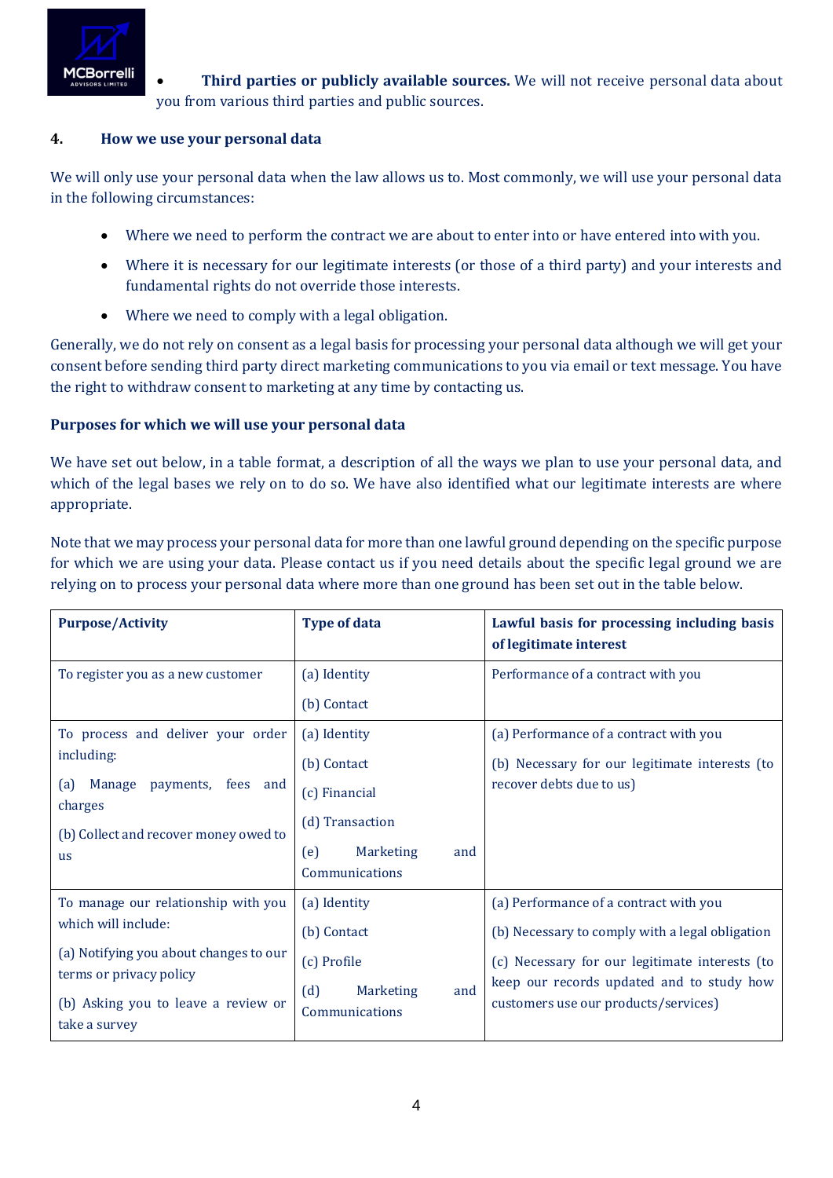- **Third parties or publicly available sources.** We will not receive personal data about you from various third parties and public sources.

## 4. How we use your personal data

We will only use your personal data when the law allows us to. Most commonly, we will use your personal data in the following circumstances:

- Where we need to perform the contract we are about to enter into or have entered into with you.
- Where it is necessary for our legitimate interests (or those of a third party) and your interests and fundamental rights do not override those interests.
- Where we need to comply with a legal obligation.

Generally, we do not rely on consent as a legal basis for processing your personal data although we will get your consent before sending third party direct marketing communications to you via email or text message. You have the right to withdraw consent to marketing at any time by contacting us.

### Purposes for which we will use your personal data

We have set out below, in a table format, a description of all the ways we plan to use your personal data, and which of the legal bases we rely on to do so. We have also identified what our legitimate interests are where appropriate.

Note that we may process your personal data for more than one lawful ground depending on the specific purpose for which we are using your data. Please contact us if you need details about the specific legal ground we are relying on to process your personal data where more than one ground has been set out in the table below.

| Purpose/Activity | Type of data | Lawful basis for processing including basis of legitimate interest |
|---|---|---|
| To register you as a new customer | (a) Identity<br>(b) Contact | Performance of a contract with you |
| To process and deliver your order including:<br>(a) Manage payments, fees and charges<br>(b) Collect and recover money owed to us | (a) Identity<br>(b) Contact<br>(c) Financial<br>(d) Transaction<br>(e) Marketing and Communications | (a) Performance of a contract with you<br>(b) Necessary for our legitimate interests (to recover debts due to us) |
| To manage our relationship with you which will include:<br>(a) Notifying you about changes to our terms or privacy policy<br>(b) Asking you to leave a review or take a survey | (a) Identity<br>(b) Contact<br>(c) Profile<br>(d) Marketing and Communications | (a) Performance of a contract with you<br>(b) Necessary to comply with a legal obligation<br>(c) Necessary for our legitimate interests (to keep our records updated and to study how customers use our products/services) |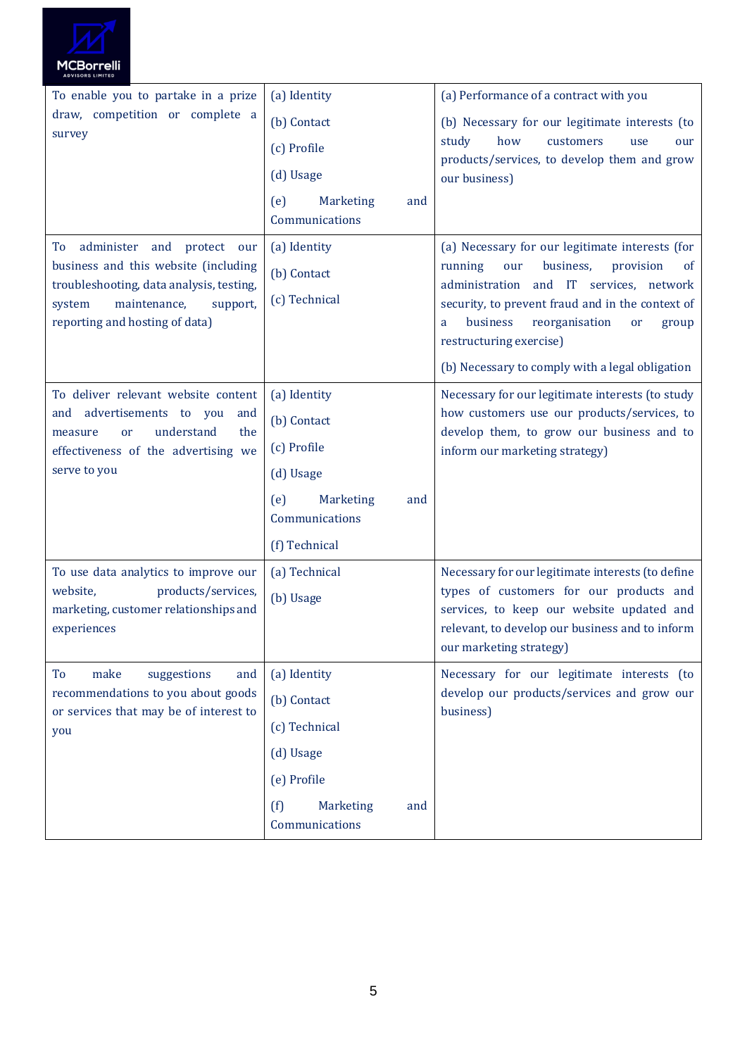| | | |
|---|---|---|
| To enable you to partake in a prize draw, competition or complete a survey | (a) Identity<br>(b) Contact<br>(c) Profile<br>(d) Usage<br>(e) Marketing and Communications | (a) Performance of a contract with you<br>(b) Necessary for our legitimate interests (to study how customers use our products/services, to develop them and grow our business) |
| To administer and protect our business and this website (including troubleshooting, data analysis, testing, system maintenance, support, reporting and hosting of data) | (a) Identity<br>(b) Contact<br>(c) Technical | (a) Necessary for our legitimate interests (for running our business, provision of administration and IT services, network security, to prevent fraud and in the context of a business reorganisation or group restructuring exercise)<br>(b) Necessary to comply with a legal obligation |
| To deliver relevant website content and advertisements to you and measure or understand the effectiveness of the advertising we serve to you | (a) Identity<br>(b) Contact<br>(c) Profile<br>(d) Usage<br>(e) Marketing and Communications<br>(f) Technical | Necessary for our legitimate interests (to study how customers use our products/services, to develop them, to grow our business and to inform our marketing strategy) |
| To use data analytics to improve our website, products/services, marketing, customer relationships and experiences | (a) Technical<br>(b) Usage | Necessary for our legitimate interests (to define types of customers for our products and services, to keep our website updated and relevant, to develop our business and to inform our marketing strategy) |
| To make suggestions and recommendations to you about goods or services that may be of interest to you | (a) Identity<br>(b) Contact<br>(c) Technical<br>(d) Usage<br>(e) Profile<br>(f) Marketing and Communications | Necessary for our legitimate interests (to develop our products/services and grow our business) |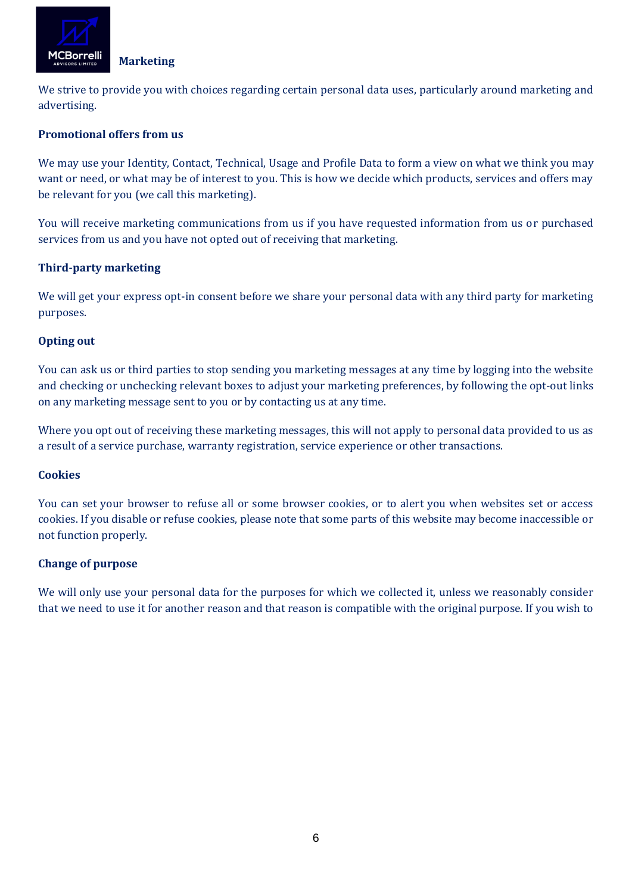## Marketing

We strive to provide you with choices regarding certain personal data uses, particularly around marketing and advertising.

### Promotional offers from us

We may use your Identity, Contact, Technical, Usage and Profile Data to form a view on what we think you may want or need, or what may be of interest to you. This is how we decide which products, services and offers may be relevant for you (we call this marketing).

You will receive marketing communications from us if you have requested information from us or purchased services from us and you have not opted out of receiving that marketing.

### Third-party marketing

We will get your express opt-in consent before we share your personal data with any third party for marketing purposes.

### Opting out

You can ask us or third parties to stop sending you marketing messages at any time by logging into the website and checking or unchecking relevant boxes to adjust your marketing preferences, by following the opt-out links on any marketing message sent to you or by contacting us at any time.

Where you opt out of receiving these marketing messages, this will not apply to personal data provided to us as a result of a service purchase, warranty registration, service experience or other transactions.

### Cookies

You can set your browser to refuse all or some browser cookies, or to alert you when websites set or access cookies. If you disable or refuse cookies, please note that some parts of this website may become inaccessible or not function properly.

### Change of purpose

We will only use your personal data for the purposes for which we collected it, unless we reasonably consider that we need to use it for another reason and that reason is compatible with the original purpose. If you wish to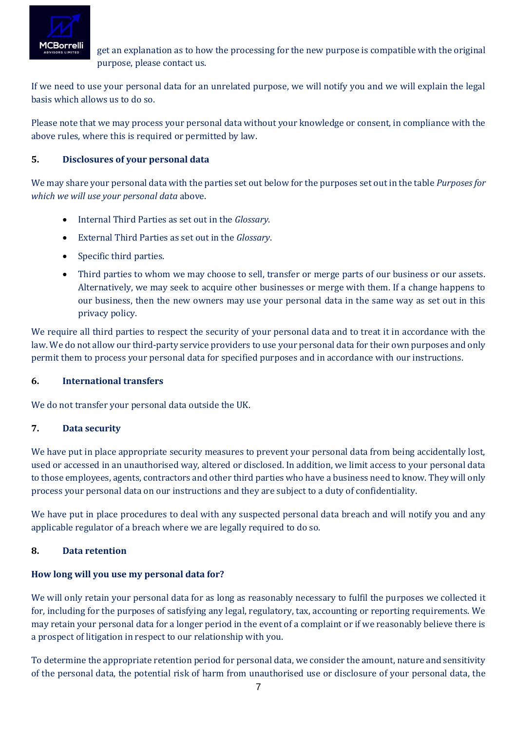get an explanation as to how the processing for the new purpose is compatible with the original purpose, please contact us.

If we need to use your personal data for an unrelated purpose, we will notify you and we will explain the legal basis which allows us to do so.

Please note that we may process your personal data without your knowledge or consent, in compliance with the above rules, where this is required or permitted by law.

## 5. Disclosures of your personal data

We may share your personal data with the parties set out below for the purposes set out in the table *Purposes for which we will use your personal data* above.

- Internal Third Parties as set out in the *Glossary*.
- External Third Parties as set out in the *Glossary*.
- Specific third parties.
- Third parties to whom we may choose to sell, transfer or merge parts of our business or our assets. Alternatively, we may seek to acquire other businesses or merge with them. If a change happens to our business, then the new owners may use your personal data in the same way as set out in this privacy policy.

We require all third parties to respect the security of your personal data and to treat it in accordance with the law. We do not allow our third-party service providers to use your personal data for their own purposes and only permit them to process your personal data for specified purposes and in accordance with our instructions.

## 6. International transfers

We do not transfer your personal data outside the UK.

## 7. Data security

We have put in place appropriate security measures to prevent your personal data from being accidentally lost, used or accessed in an unauthorised way, altered or disclosed. In addition, we limit access to your personal data to those employees, agents, contractors and other third parties who have a business need to know. They will only process your personal data on our instructions and they are subject to a duty of confidentiality.

We have put in place procedures to deal with any suspected personal data breach and will notify you and any applicable regulator of a breach where we are legally required to do so.

## 8. Data retention

### How long will you use my personal data for?

We will only retain your personal data for as long as reasonably necessary to fulfil the purposes we collected it for, including for the purposes of satisfying any legal, regulatory, tax, accounting or reporting requirements. We may retain your personal data for a longer period in the event of a complaint or if we reasonably believe there is a prospect of litigation in respect to our relationship with you.

To determine the appropriate retention period for personal data, we consider the amount, nature and sensitivity of the personal data, the potential risk of harm from unauthorised use or disclosure of your personal data, the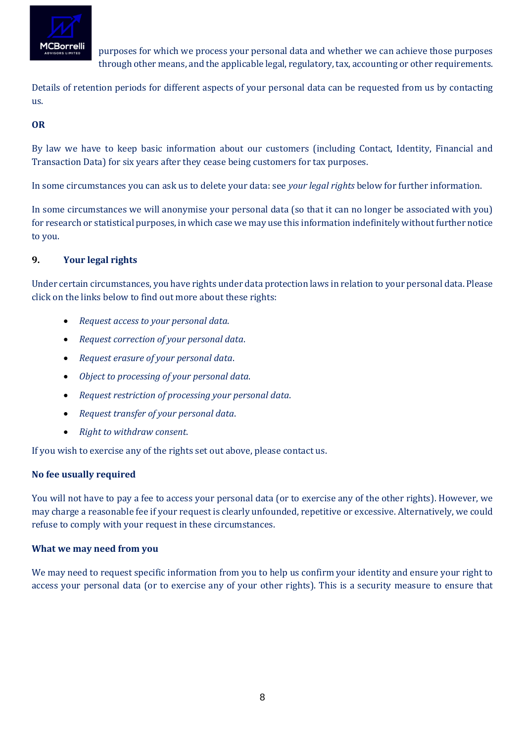purposes for which we process your personal data and whether we can achieve those purposes through other means, and the applicable legal, regulatory, tax, accounting or other requirements.

Details of retention periods for different aspects of your personal data can be requested from us by contacting us.

**OR**

By law we have to keep basic information about our customers (including Contact, Identity, Financial and Transaction Data) for six years after they cease being customers for tax purposes.

In some circumstances you can ask us to delete your data: see *your legal rights* below for further information.

In some circumstances we will anonymise your personal data (so that it can no longer be associated with you) for research or statistical purposes, in which case we may use this information indefinitely without further notice to you.

## 9. Your legal rights

Under certain circumstances, you have rights under data protection laws in relation to your personal data. Please click on the links below to find out more about these rights:

- *Request access to your personal data*.
- *Request correction of your personal data*.
- *Request erasure of your personal data*.
- *Object to processing of your personal data*.
- *Request restriction of processing your personal data*.
- *Request transfer of your personal data*.
- *Right to withdraw consent*.

If you wish to exercise any of the rights set out above, please contact us.

**No fee usually required**

You will not have to pay a fee to access your personal data (or to exercise any of the other rights). However, we may charge a reasonable fee if your request is clearly unfounded, repetitive or excessive. Alternatively, we could refuse to comply with your request in these circumstances.

**What we may need from you**

We may need to request specific information from you to help us confirm your identity and ensure your right to access your personal data (or to exercise any of your other rights). This is a security measure to ensure that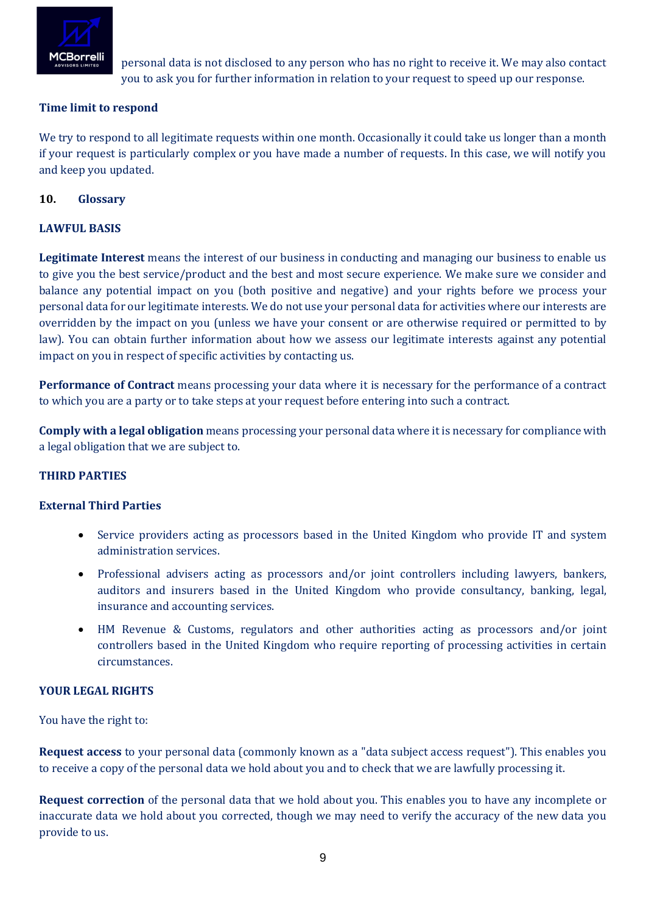personal data is not disclosed to any person who has no right to receive it. We may also contact you to ask you for further information in relation to your request to speed up our response.

**Time limit to respond**

We try to respond to all legitimate requests within one month. Occasionally it could take us longer than a month if your request is particularly complex or you have made a number of requests. In this case, we will notify you and keep you updated.

## 10. Glossary

**LAWFUL BASIS**

**Legitimate Interest** means the interest of our business in conducting and managing our business to enable us to give you the best service/product and the best and most secure experience. We make sure we consider and balance any potential impact on you (both positive and negative) and your rights before we process your personal data for our legitimate interests. We do not use your personal data for activities where our interests are overridden by the impact on you (unless we have your consent or are otherwise required or permitted to by law). You can obtain further information about how we assess our legitimate interests against any potential impact on you in respect of specific activities by contacting us.

**Performance of Contract** means processing your data where it is necessary for the performance of a contract to which you are a party or to take steps at your request before entering into such a contract.

**Comply with a legal obligation** means processing your personal data where it is necessary for compliance with a legal obligation that we are subject to.

**THIRD PARTIES**

**External Third Parties**

- Service providers acting as processors based in the United Kingdom who provide IT and system administration services.
- Professional advisers acting as processors and/or joint controllers including lawyers, bankers, auditors and insurers based in the United Kingdom who provide consultancy, banking, legal, insurance and accounting services.
- HM Revenue & Customs, regulators and other authorities acting as processors and/or joint controllers based in the United Kingdom who require reporting of processing activities in certain circumstances.

**YOUR LEGAL RIGHTS**

You have the right to:

**Request access** to your personal data (commonly known as a "data subject access request"). This enables you to receive a copy of the personal data we hold about you and to check that we are lawfully processing it.

**Request correction** of the personal data that we hold about you. This enables you to have any incomplete or inaccurate data we hold about you corrected, though we may need to verify the accuracy of the new data you provide to us.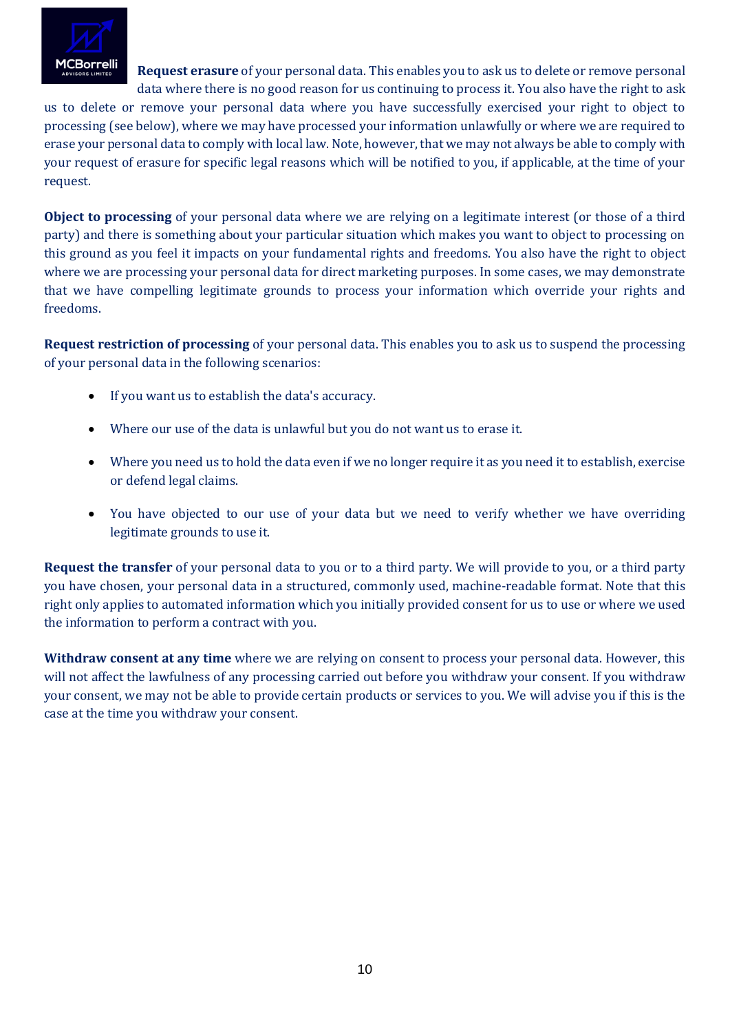**Request erasure** of your personal data. This enables you to ask us to delete or remove personal data where there is no good reason for us continuing to process it. You also have the right to ask us to delete or remove your personal data where you have successfully exercised your right to object to processing (see below), where we may have processed your information unlawfully or where we are required to erase your personal data to comply with local law. Note, however, that we may not always be able to comply with your request of erasure for specific legal reasons which will be notified to you, if applicable, at the time of your request.

**Object to processing** of your personal data where we are relying on a legitimate interest (or those of a third party) and there is something about your particular situation which makes you want to object to processing on this ground as you feel it impacts on your fundamental rights and freedoms. You also have the right to object where we are processing your personal data for direct marketing purposes. In some cases, we may demonstrate that we have compelling legitimate grounds to process your information which override your rights and freedoms.

**Request restriction of processing** of your personal data. This enables you to ask us to suspend the processing of your personal data in the following scenarios:

- If you want us to establish the data's accuracy.
- Where our use of the data is unlawful but you do not want us to erase it.
- Where you need us to hold the data even if we no longer require it as you need it to establish, exercise or defend legal claims.
- You have objected to our use of your data but we need to verify whether we have overriding legitimate grounds to use it.

**Request the transfer** of your personal data to you or to a third party. We will provide to you, or a third party you have chosen, your personal data in a structured, commonly used, machine-readable format. Note that this right only applies to automated information which you initially provided consent for us to use or where we used the information to perform a contract with you.

**Withdraw consent at any time** where we are relying on consent to process your personal data. However, this will not affect the lawfulness of any processing carried out before you withdraw your consent. If you withdraw your consent, we may not be able to provide certain products or services to you. We will advise you if this is the case at the time you withdraw your consent.